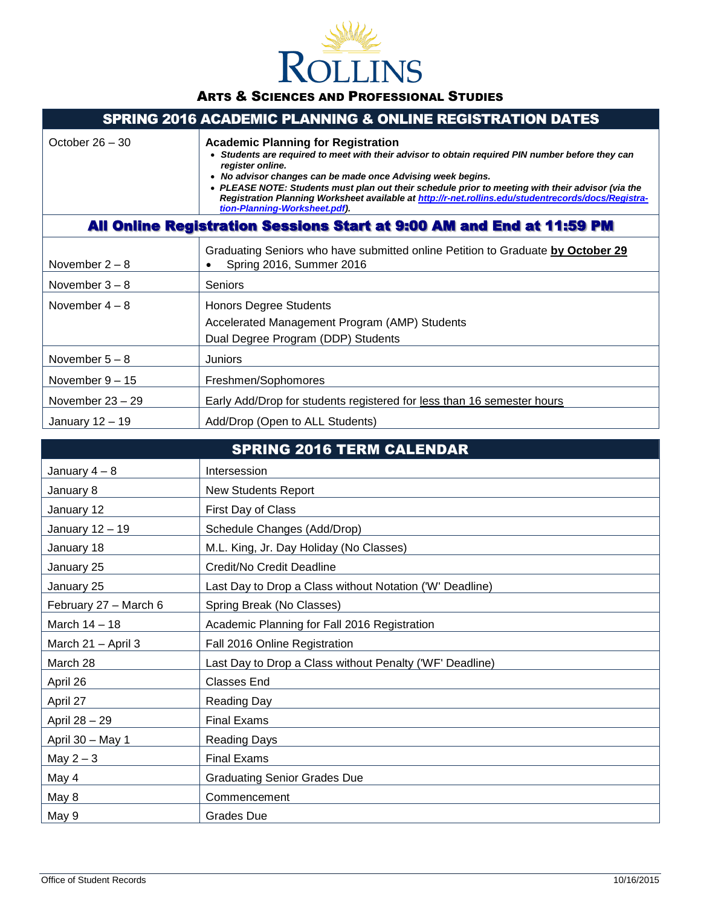# Rollins

## Arts & Sciences and Professional Studies

| SPRING 2016 ACADEMIC PLANNING & ONLINE REGISTRATION DATES | |
|---|---|
| October 26 – 30 | **Academic Planning for Registration**<br>• ***Students are required to meet with their advisor to obtain required PIN number before they can register online.***<br>• ***No advisor changes can be made once Advising week begins.***<br>• ***PLEASE NOTE: Students must plan out their schedule prior to meeting with their advisor (via the Registration Planning Worksheet available at [http://r-net.rollins.edu/studentrecords/docs/Registration-Planning-Worksheet.pdf](http://r-net.rollins.edu/studentrecords/docs/Registration-Planning-Worksheet.pdf)).*** |
| **All Online Registration Sessions Start at 9:00 AM and End at 11:59 PM** | |
| November 2 – 8 | Graduating Seniors who have submitted online Petition to Graduate **by October 29**<br>• Spring 2016, Summer 2016 |
| November 3 – 8 | Seniors |
| November 4 – 8 | Honors Degree Students<br>Accelerated Management Program (AMP) Students<br>Dual Degree Program (DDP) Students |
| November 5 – 8 | Juniors |
| November 9 – 15 | Freshmen/Sophomores |
| November 23 – 29 | Early Add/Drop for students registered for less than 16 semester hours |
| January 12 – 19 | Add/Drop (Open to ALL Students) |

| SPRING 2016 TERM CALENDAR | |
|---|---|
| January 4 – 8 | Intersession |
| January 8 | New Students Report |
| January 12 | First Day of Class |
| January 12 – 19 | Schedule Changes (Add/Drop) |
| January 18 | M.L. King, Jr. Day Holiday (No Classes) |
| January 25 | Credit/No Credit Deadline |
| January 25 | Last Day to Drop a Class without Notation ('W' Deadline) |
| February 27 – March 6 | Spring Break (No Classes) |
| March 14 – 18 | Academic Planning for Fall 2016 Registration |
| March 21 – April 3 | Fall 2016 Online Registration |
| March 28 | Last Day to Drop a Class without Penalty ('WF' Deadline) |
| April 26 | Classes End |
| April 27 | Reading Day |
| April 28 – 29 | Final Exams |
| April 30 – May 1 | Reading Days |
| May 2 – 3 | Final Exams |
| May 4 | Graduating Senior Grades Due |
| May 8 | Commencement |
| May 9 | Grades Due |

Office of Student Records 10/16/2015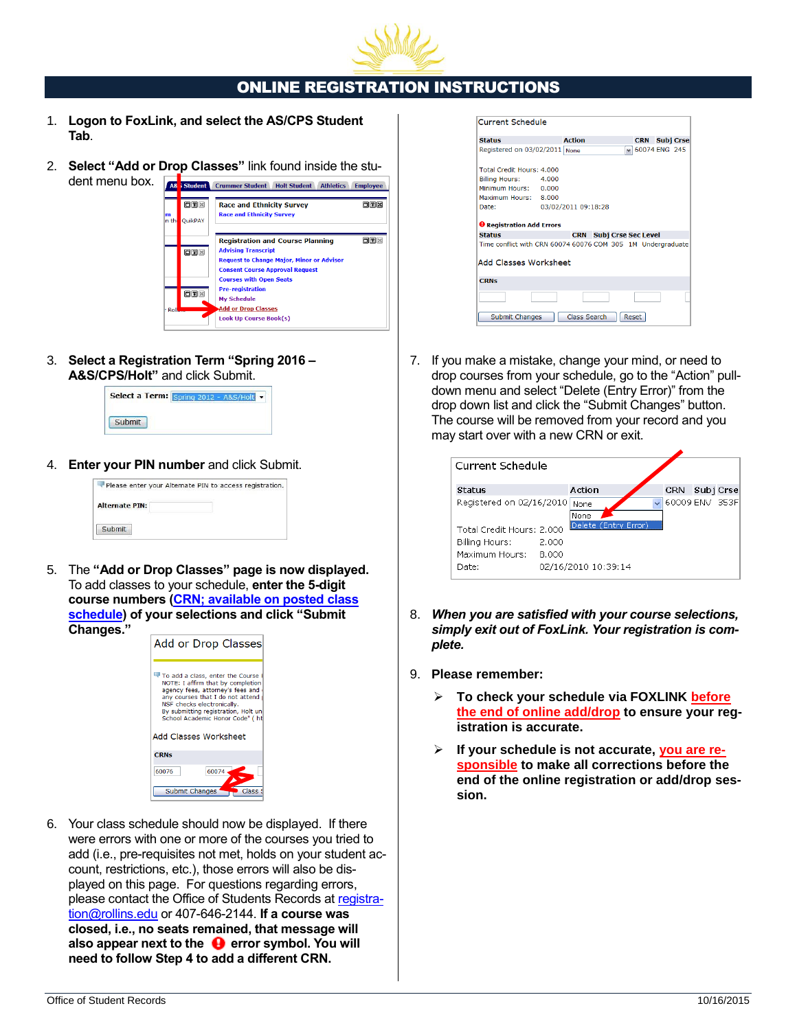# ONLINE REGISTRATION INSTRUCTIONS

1. **Logon to FoxLink, and select the AS/CPS Student Tab**.

2. **Select "Add or Drop Classes"** link found inside the student menu box.

3. **Select a Registration Term "Spring 2016 – A&S/CPS/Holt"** and click Submit.

4. **Enter your PIN number** and click Submit.

5. The **"Add or Drop Classes" page is now displayed.** To add classes to your schedule, **enter the 5-digit course numbers (CRN; available on posted class schedule) of your selections and click "Submit Changes."**

6. Your class schedule should now be displayed. If there were errors with one or more of the courses you tried to add (i.e., pre-requisites not met, holds on your student account, restrictions, etc.), those errors will also be displayed on this page. For questions regarding errors, please contact the Office of Students Records at registration@rollins.edu or 407-646-2144. **If a course was closed, i.e., no seats remained, that message will also appear next to the error symbol. You will need to follow Step 4 to add a different CRN.**

7. If you make a mistake, change your mind, or need to drop courses from your schedule, go to the "Action" pull-down menu and select "Delete (Entry Error)" from the drop down list and click the "Submit Changes" button. The course will be removed from your record and you may start over with a new CRN or exit.

8. ***When you are satisfied with your course selections, simply exit out of FoxLink. Your registration is complete.***

9. **Please remember:**
   - **To check your schedule via FOXLINK before the end of online add/drop to ensure your registration is accurate.**
   - **If your schedule is not accurate, you are responsible to make all corrections before the end of the online registration or add/drop session.**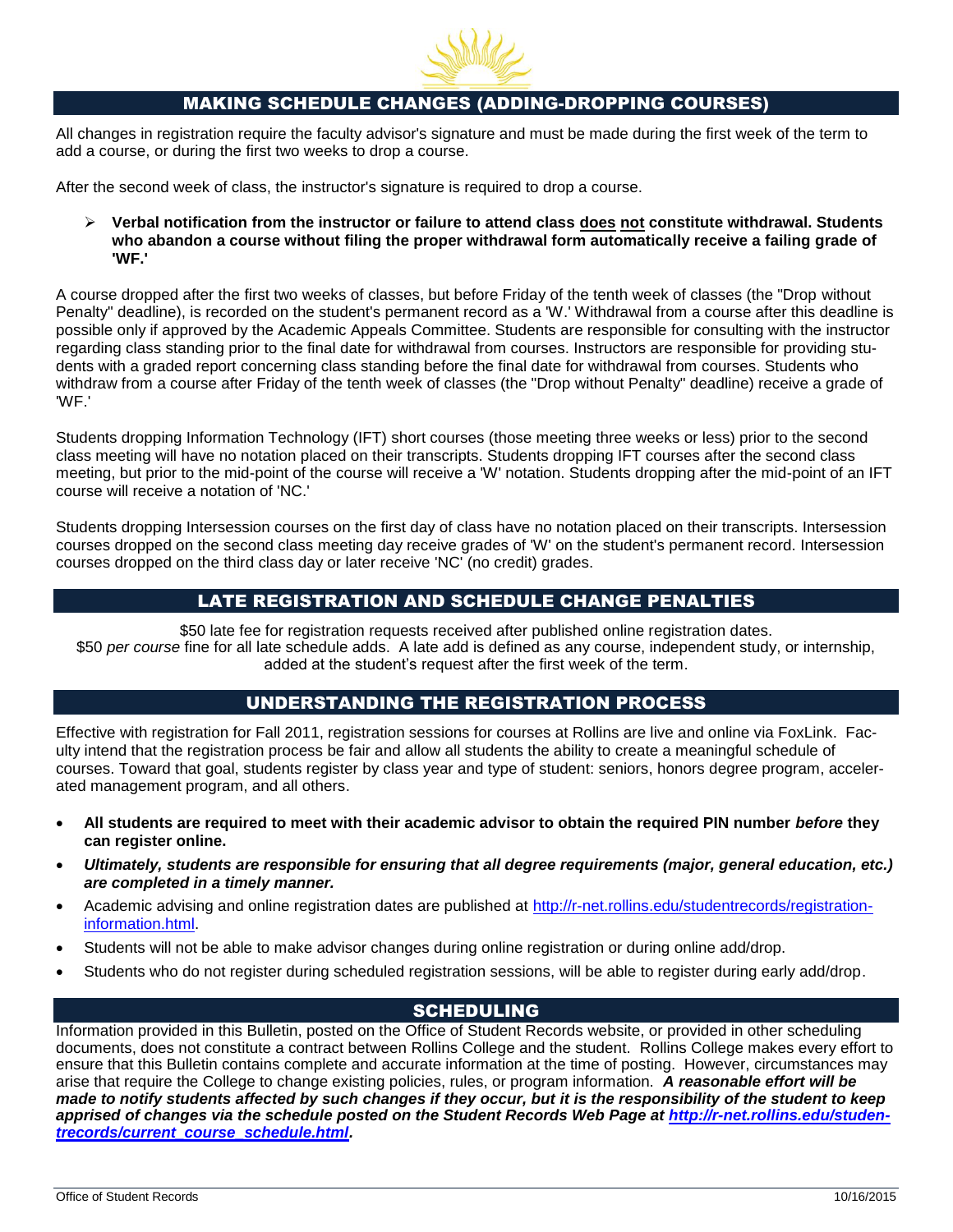## MAKING SCHEDULE CHANGES (ADDING-DROPPING COURSES)

All changes in registration require the faculty advisor's signature and must be made during the first week of the term to add a course, or during the first two weeks to drop a course.

After the second week of class, the instructor's signature is required to drop a course.

- **Verbal notification from the instructor or failure to attend class <u>does</u> <u>not</u> constitute withdrawal. Students who abandon a course without filing the proper withdrawal form automatically receive a failing grade of 'WF.'**

A course dropped after the first two weeks of classes, but before Friday of the tenth week of classes (the "Drop without Penalty" deadline), is recorded on the student's permanent record as a 'W.' Withdrawal from a course after this deadline is possible only if approved by the Academic Appeals Committee. Students are responsible for consulting with the instructor regarding class standing prior to the final date for withdrawal from courses. Instructors are responsible for providing students with a graded report concerning class standing before the final date for withdrawal from courses. Students who withdraw from a course after Friday of the tenth week of classes (the "Drop without Penalty" deadline) receive a grade of 'WF.'

Students dropping Information Technology (IFT) short courses (those meeting three weeks or less) prior to the second class meeting will have no notation placed on their transcripts. Students dropping IFT courses after the second class meeting, but prior to the mid-point of the course will receive a 'W' notation. Students dropping after the mid-point of an IFT course will receive a notation of 'NC.'

Students dropping Intersession courses on the first day of class have no notation placed on their transcripts. Intersession courses dropped on the second class meeting day receive grades of 'W' on the student's permanent record. Intersession courses dropped on the third class day or later receive 'NC' (no credit) grades.

## LATE REGISTRATION AND SCHEDULE CHANGE PENALTIES

$50 late fee for registration requests received after published online registration dates.
$50 *per course* fine for all late schedule adds. A late add is defined as any course, independent study, or internship, added at the student's request after the first week of the term.

## UNDERSTANDING THE REGISTRATION PROCESS

Effective with registration for Fall 2011, registration sessions for courses at Rollins are live and online via FoxLink. Faculty intend that the registration process be fair and allow all students the ability to create a meaningful schedule of courses. Toward that goal, students register by class year and type of student: seniors, honors degree program, accelerated management program, and all others.

- **All students are required to meet with their academic advisor to obtain the required PIN number *before* they can register online.**
- ***Ultimately, students are responsible for ensuring that all degree requirements (major, general education, etc.) are completed in a timely manner.***
- Academic advising and online registration dates are published at [http://r-net.rollins.edu/studentrecords/registration-information.html](http://r-net.rollins.edu/studentrecords/registration-information.html).
- Students will not be able to make advisor changes during online registration or during online add/drop.
- Students who do not register during scheduled registration sessions, will be able to register during early add/drop.

## SCHEDULING

Information provided in this Bulletin, posted on the Office of Student Records website, or provided in other scheduling documents, does not constitute a contract between Rollins College and the student. Rollins College makes every effort to ensure that this Bulletin contains complete and accurate information at the time of posting. However, circumstances may arise that require the College to change existing policies, rules, or program information. ***A reasonable effort will be made to notify students affected by such changes if they occur, but it is the responsibility of the student to keep apprised of changes via the schedule posted on the Student Records Web Page at [http://r-net.rollins.edu/studentrecords/current_course_schedule.html](http://r-net.rollins.edu/studentrecords/current_course_schedule.html).***